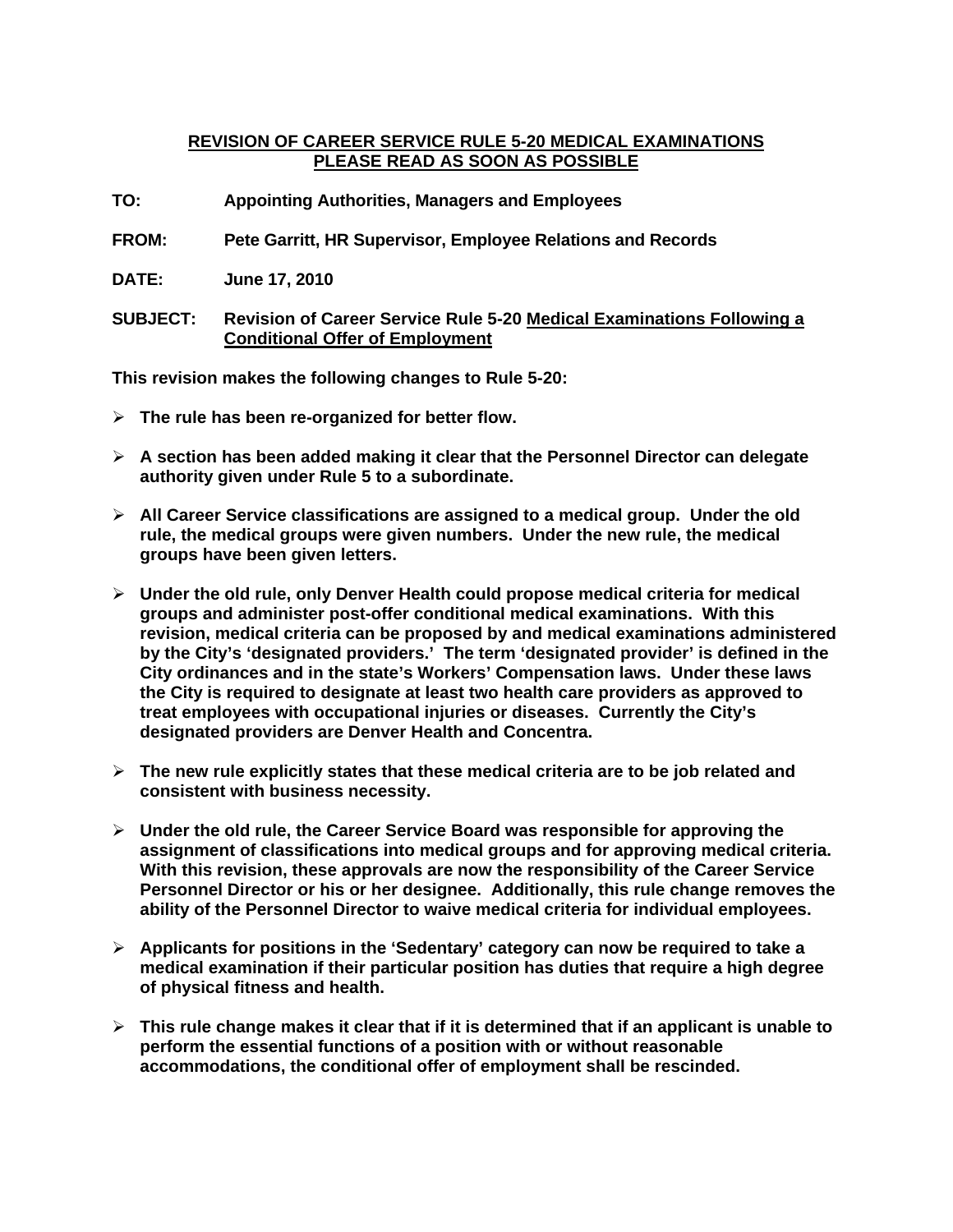**REVISION OF CAREER SERVICE RULE 5-20 MEDICAL EXAMINATIONS**
**PLEASE READ AS SOON AS POSSIBLE**

**TO:** **Appointing Authorities, Managers and Employees**

**FROM:** **Pete Garritt, HR Supervisor, Employee Relations and Records**

**DATE:** **June 17, 2010**

**SUBJECT:** **Revision of Career Service Rule 5-20 Medical Examinations Following a Conditional Offer of Employment**

**This revision makes the following changes to Rule 5-20:**

- **The rule has been re-organized for better flow.**
- **A section has been added making it clear that the Personnel Director can delegate authority given under Rule 5 to a subordinate.**
- **All Career Service classifications are assigned to a medical group. Under the old rule, the medical groups were given numbers. Under the new rule, the medical groups have been given letters.**
- **Under the old rule, only Denver Health could propose medical criteria for medical groups and administer post-offer conditional medical examinations. With this revision, medical criteria can be proposed by and medical examinations administered by the City's 'designated providers.' The term 'designated provider' is defined in the City ordinances and in the state's Workers' Compensation laws. Under these laws the City is required to designate at least two health care providers as approved to treat employees with occupational injuries or diseases. Currently the City's designated providers are Denver Health and Concentra.**
- **The new rule explicitly states that these medical criteria are to be job related and consistent with business necessity.**
- **Under the old rule, the Career Service Board was responsible for approving the assignment of classifications into medical groups and for approving medical criteria. With this revision, these approvals are now the responsibility of the Career Service Personnel Director or his or her designee. Additionally, this rule change removes the ability of the Personnel Director to waive medical criteria for individual employees.**
- **Applicants for positions in the 'Sedentary' category can now be required to take a medical examination if their particular position has duties that require a high degree of physical fitness and health.**
- **This rule change makes it clear that if it is determined that if an applicant is unable to perform the essential functions of a position with or without reasonable accommodations, the conditional offer of employment shall be rescinded.**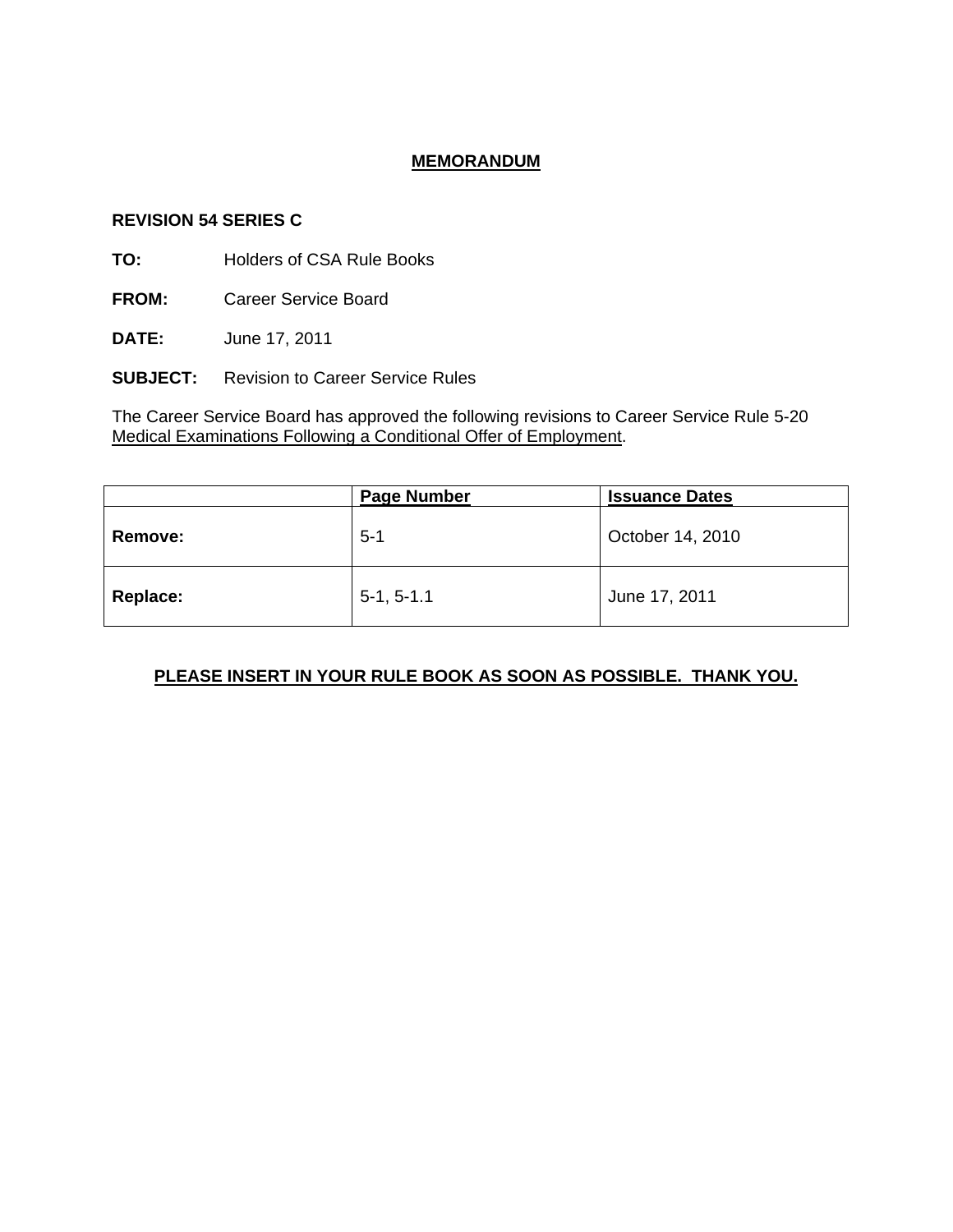# MEMORANDUM

**REVISION 54 SERIES C**

**TO:** Holders of CSA Rule Books

**FROM:** Career Service Board

**DATE:** June 17, 2011

**SUBJECT:** Revision to Career Service Rules

The Career Service Board has approved the following revisions to Career Service Rule 5-20 Medical Examinations Following a Conditional Offer of Employment.

| | Page Number | Issuance Dates |
|---|---|---|
| **Remove:** | 5-1 | October 14, 2010 |
| **Replace:** | 5-1, 5-1.1 | June 17, 2011 |

**PLEASE INSERT IN YOUR RULE BOOK AS SOON AS POSSIBLE. THANK YOU.**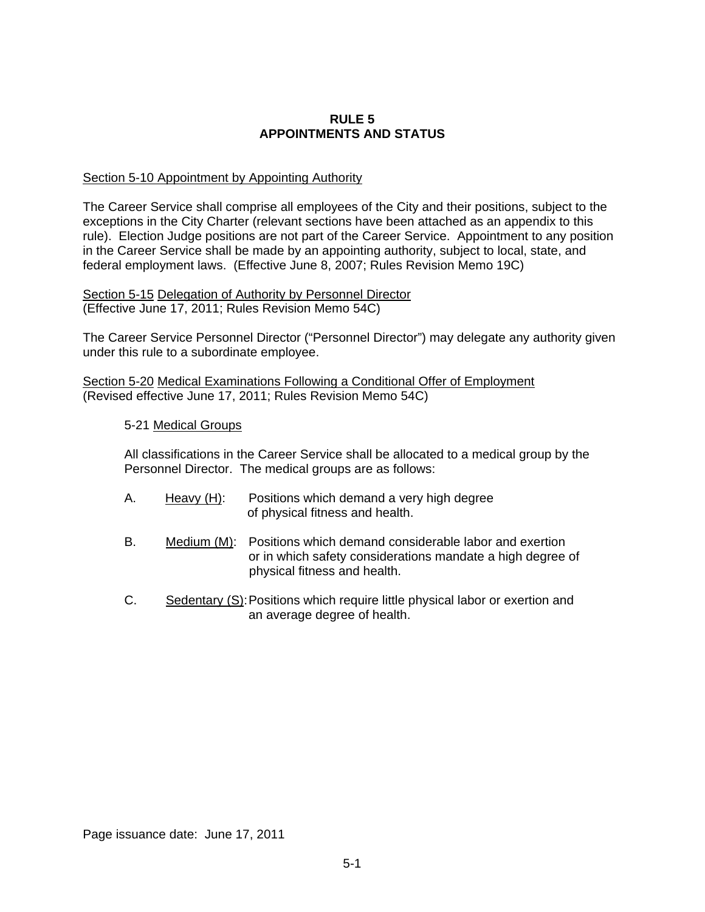# RULE 5
# APPOINTMENTS AND STATUS

<u>Section 5-10 Appointment by Appointing Authority</u>

The Career Service shall comprise all employees of the City and their positions, subject to the exceptions in the City Charter (relevant sections have been attached as an appendix to this rule). Election Judge positions are not part of the Career Service. Appointment to any position in the Career Service shall be made by an appointing authority, subject to local, state, and federal employment laws. (Effective June 8, 2007; Rules Revision Memo 19C)

<u>Section 5-15</u> <u>Delegation of Authority by Personnel Director</u>
(Effective June 17, 2011; Rules Revision Memo 54C)

The Career Service Personnel Director ("Personnel Director") may delegate any authority given under this rule to a subordinate employee.

<u>Section 5-20</u> <u>Medical Examinations Following a Conditional Offer of Employment</u>
(Revised effective June 17, 2011; Rules Revision Memo 54C)

5-21 <u>Medical Groups</u>

All classifications in the Career Service shall be allocated to a medical group by the Personnel Director. The medical groups are as follows:

A. <u>Heavy (H)</u>: Positions which demand a very high degree of physical fitness and health.

B. <u>Medium (M)</u>: Positions which demand considerable labor and exertion or in which safety considerations mandate a high degree of physical fitness and health.

C. <u>Sedentary (S)</u>: Positions which require little physical labor or exertion and an average degree of health.

Page issuance date: June 17, 2011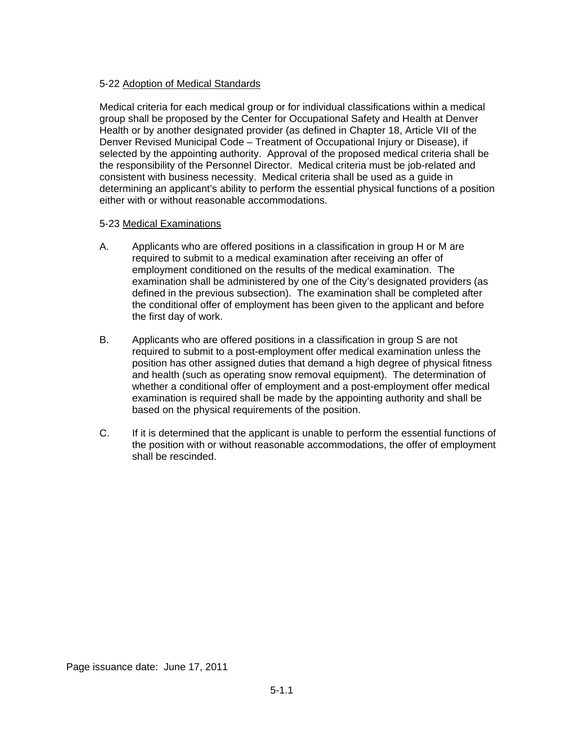### 5-22 Adoption of Medical Standards

Medical criteria for each medical group or for individual classifications within a medical group shall be proposed by the Center for Occupational Safety and Health at Denver Health or by another designated provider (as defined in Chapter 18, Article VII of the Denver Revised Municipal Code – Treatment of Occupational Injury or Disease), if selected by the appointing authority. Approval of the proposed medical criteria shall be the responsibility of the Personnel Director. Medical criteria must be job-related and consistent with business necessity. Medical criteria shall be used as a guide in determining an applicant's ability to perform the essential physical functions of a position either with or without reasonable accommodations.

### 5-23 Medical Examinations

A. Applicants who are offered positions in a classification in group H or M are required to submit to a medical examination after receiving an offer of employment conditioned on the results of the medical examination. The examination shall be administered by one of the City's designated providers (as defined in the previous subsection). The examination shall be completed after the conditional offer of employment has been given to the applicant and before the first day of work.

B. Applicants who are offered positions in a classification in group S are not required to submit to a post-employment offer medical examination unless the position has other assigned duties that demand a high degree of physical fitness and health (such as operating snow removal equipment). The determination of whether a conditional offer of employment and a post-employment offer medical examination is required shall be made by the appointing authority and shall be based on the physical requirements of the position.

C. If it is determined that the applicant is unable to perform the essential functions of the position with or without reasonable accommodations, the offer of employment shall be rescinded.

Page issuance date: June 17, 2011